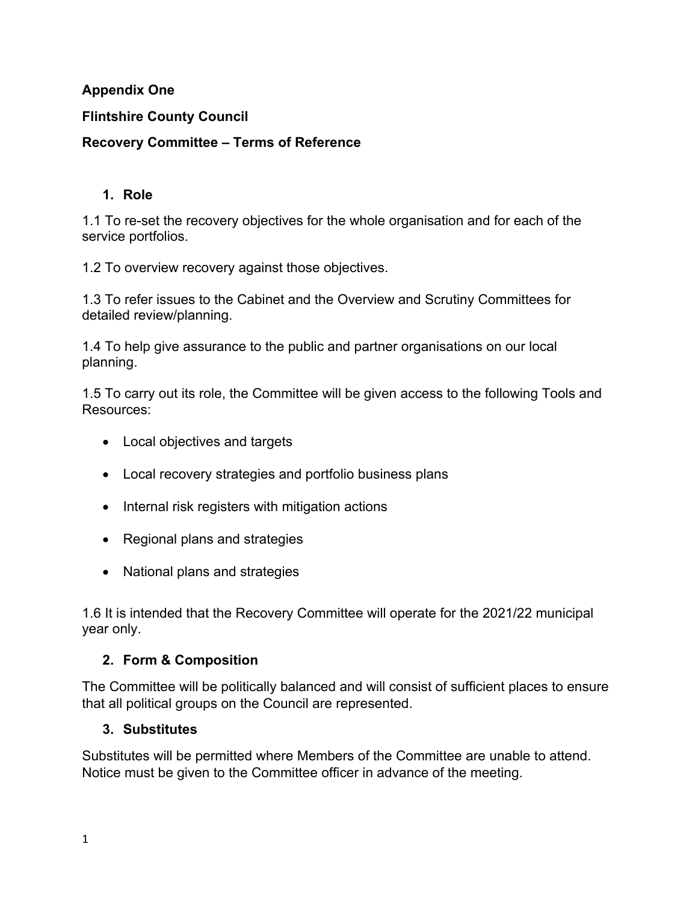**Appendix One**

**Flintshire County Council**

**Recovery Committee – Terms of Reference**

## 1. Role

1.1 To re-set the recovery objectives for the whole organisation and for each of the service portfolios.

1.2 To overview recovery against those objectives.

1.3 To refer issues to the Cabinet and the Overview and Scrutiny Committees for detailed review/planning.

1.4 To help give assurance to the public and partner organisations on our local planning.

1.5 To carry out its role, the Committee will be given access to the following Tools and Resources:

- Local objectives and targets
- Local recovery strategies and portfolio business plans
- Internal risk registers with mitigation actions
- Regional plans and strategies
- National plans and strategies

1.6 It is intended that the Recovery Committee will operate for the 2021/22 municipal year only.

## 2. Form & Composition

The Committee will be politically balanced and will consist of sufficient places to ensure that all political groups on the Council are represented.

## 3. Substitutes

Substitutes will be permitted where Members of the Committee are unable to attend. Notice must be given to the Committee officer in advance of the meeting.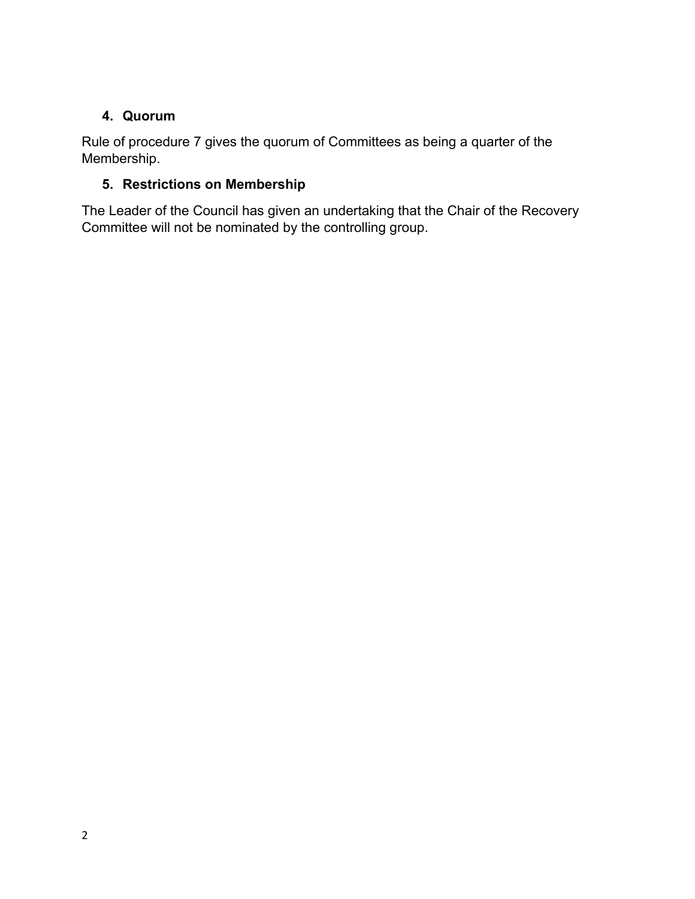### 4. Quorum

Rule of procedure 7 gives the quorum of Committees as being a quarter of the Membership.

### 5. Restrictions on Membership

The Leader of the Council has given an undertaking that the Chair of the Recovery Committee will not be nominated by the controlling group.